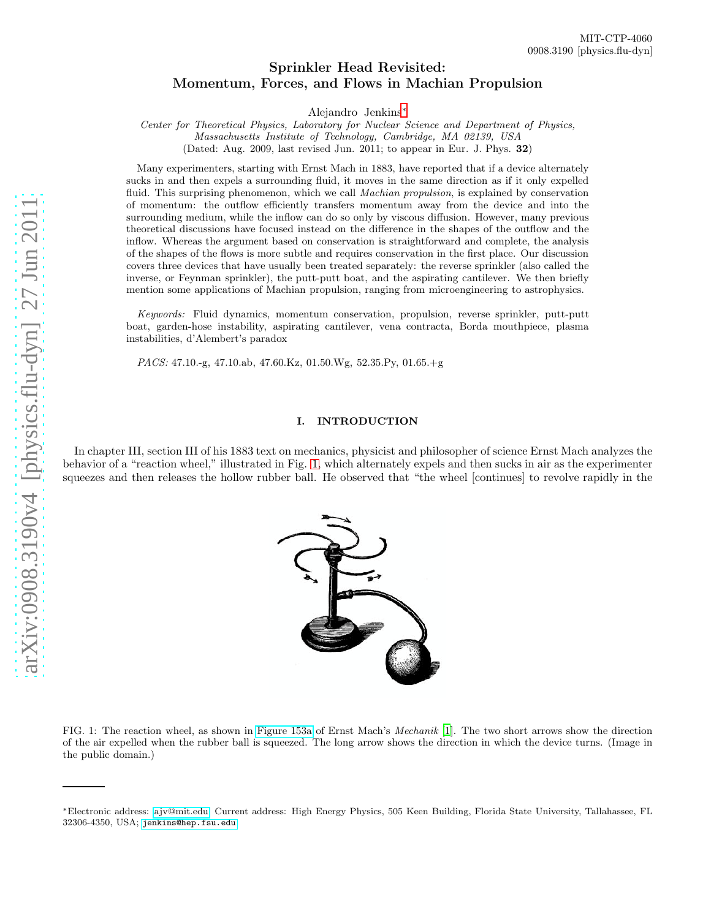MIT-CTP-4060
0908.3190 [physics.flu-dyn]

# Sprinkler Head Revisited: Momentum, Forces, and Flows in Machian Propulsion

Alejandro Jenkins*

*Center for Theoretical Physics, Laboratory for Nuclear Science and Department of Physics, Massachusetts Institute of Technology, Cambridge, MA 02139, USA*
(Dated: Aug. 2009, last revised Jun. 2011; to appear in Eur. J. Phys. **32**)

Many experimenters, starting with Ernst Mach in 1883, have reported that if a device alternately sucks in and then expels a surrounding fluid, it moves in the same direction as if it only expelled fluid. This surprising phenomenon, which we call *Machian propulsion*, is explained by conservation of momentum: the outflow efficiently transfers momentum away from the device and into the surrounding medium, while the inflow can do so only by viscous diffusion. However, many previous theoretical discussions have focused instead on the difference in the shapes of the outflow and the inflow. Whereas the argument based on conservation is straightforward and complete, the analysis of the shapes of the flows is more subtle and requires conservation in the first place. Our discussion covers three devices that have usually been treated separately: the reverse sprinkler (also called the inverse, or Feynman sprinkler), the putt-putt boat, and the aspirating cantilever. We then briefly mention some applications of Machian propulsion, ranging from microengineering to astrophysics.

*Keywords:* Fluid dynamics, momentum conservation, propulsion, reverse sprinkler, putt-putt boat, garden-hose instability, aspirating cantilever, vena contracta, Borda mouthpiece, plasma instabilities, d'Alembert's paradox

*PACS:* 47.10.-g, 47.10.ab, 47.60.Kz, 01.50.Wg, 52.35.Py, 01.65.+g

## I. INTRODUCTION

In chapter III, section III of his 1883 text on mechanics, physicist and philosopher of science Ernst Mach analyzes the behavior of a "reaction wheel," illustrated in Fig. 1, which alternately expels and then sucks in air as the experimenter squeezes and then releases the hollow rubber ball. He observed that "the wheel [continues] to revolve rapidly in the

FIG. 1: The reaction wheel, as shown in Figure 153a of Ernst Mach's *Mechanik* [1]. The two short arrows show the direction of the air expelled when the rubber ball is squeezed. The long arrow shows the direction in which the device turns. (Image in the public domain.)

*Electronic address: ajv@mit.edu; Current address: High Energy Physics, 505 Keen Building, Florida State University, Tallahassee, FL 32306-4350, USA; jenkins@hep.fsu.edu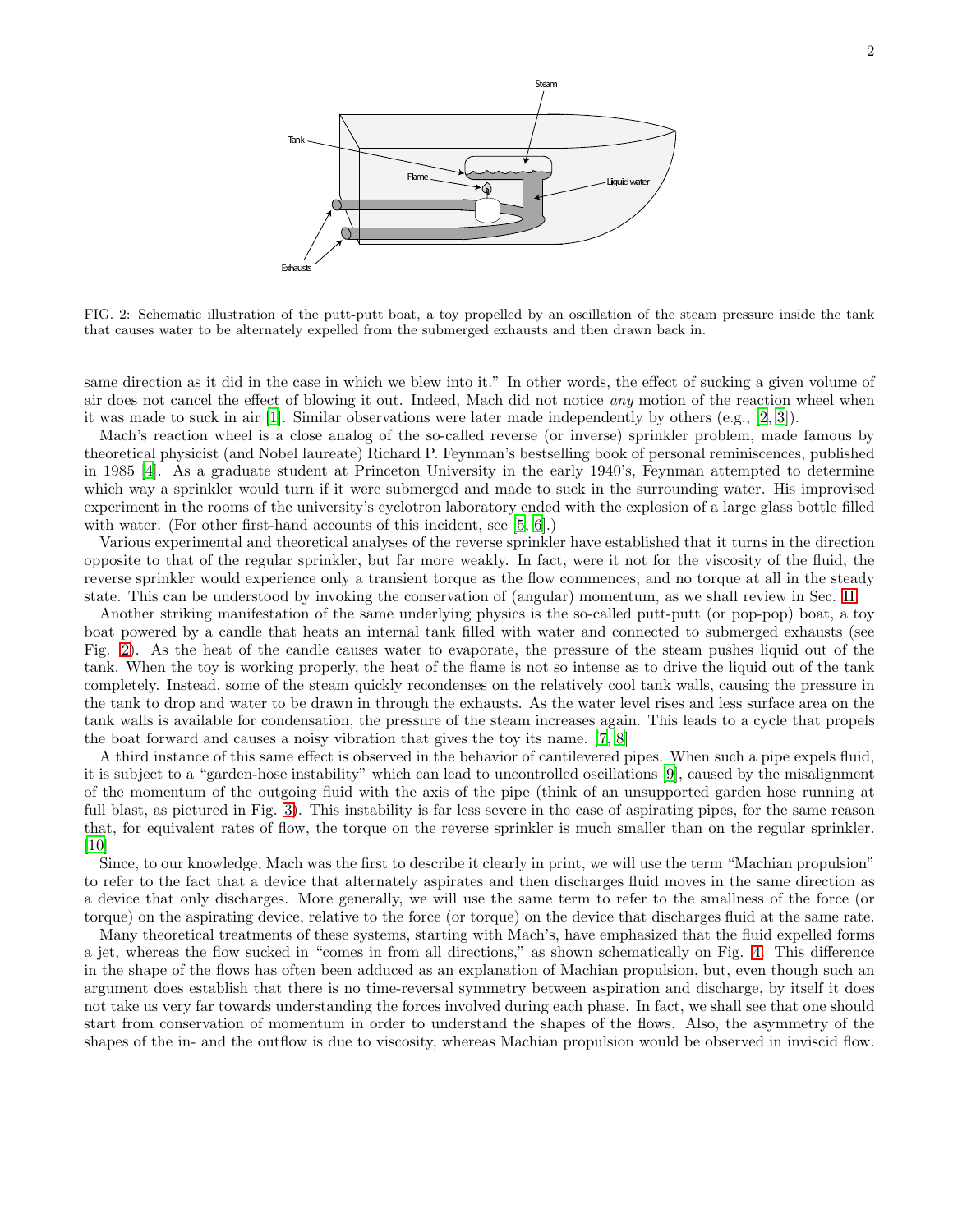FIG. 2: Schematic illustration of the putt-putt boat, a toy propelled by an oscillation of the steam pressure inside the tank that causes water to be alternately expelled from the submerged exhausts and then drawn back in.

same direction as it did in the case in which we blew into it." In other words, the effect of sucking a given volume of air does not cancel the effect of blowing it out. Indeed, Mach did not notice *any* motion of the reaction wheel when it was made to suck in air [1]. Similar observations were later made independently by others (e.g., [2, 3]).

Mach's reaction wheel is a close analog of the so-called reverse (or inverse) sprinkler problem, made famous by theoretical physicist (and Nobel laureate) Richard P. Feynman's bestselling book of personal reminiscences, published in 1985 [4]. As a graduate student at Princeton University in the early 1940's, Feynman attempted to determine which way a sprinkler would turn if it were submerged and made to suck in the surrounding water. His improvised experiment in the rooms of the university's cyclotron laboratory ended with the explosion of a large glass bottle filled with water. (For other first-hand accounts of this incident, see [5, 6].)

Various experimental and theoretical analyses of the reverse sprinkler have established that it turns in the direction opposite to that of the regular sprinkler, but far more weakly. In fact, were it not for the viscosity of the fluid, the reverse sprinkler would experience only a transient torque as the flow commences, and no torque at all in the steady state. This can be understood by invoking the conservation of (angular) momentum, as we shall review in Sec. II.

Another striking manifestation of the same underlying physics is the so-called putt-putt (or pop-pop) boat, a toy boat powered by a candle that heats an internal tank filled with water and connected to submerged exhausts (see Fig. 2). As the heat of the candle causes water to evaporate, the pressure of the steam pushes liquid out of the tank. When the toy is working properly, the heat of the flame is not so intense as to drive the liquid out of the tank completely. Instead, some of the steam quickly recondenses on the relatively cool tank walls, causing the pressure in the tank to drop and water to be drawn in through the exhausts. As the water level rises and less surface area on the tank walls is available for condensation, the pressure of the steam increases again. This leads to a cycle that propels the boat forward and causes a noisy vibration that gives the toy its name. [7, 8]

A third instance of this same effect is observed in the behavior of cantilevered pipes. When such a pipe expels fluid, it is subject to a "garden-hose instability" which can lead to uncontrolled oscillations [9], caused by the misalignment of the momentum of the outgoing fluid with the axis of the pipe (think of an unsupported garden hose running at full blast, as pictured in Fig. 3). This instability is far less severe in the case of aspirating pipes, for the same reason that, for equivalent rates of flow, the torque on the reverse sprinkler is much smaller than on the regular sprinkler. [10]

Since, to our knowledge, Mach was the first to describe it clearly in print, we will use the term "Machian propulsion" to refer to the fact that a device that alternately aspirates and then discharges fluid moves in the same direction as a device that only discharges. More generally, we will use the same term to refer to the smallness of the force (or torque) on the aspirating device, relative to the force (or torque) on the device that discharges fluid at the same rate.

Many theoretical treatments of these systems, starting with Mach's, have emphasized that the fluid expelled forms a jet, whereas the flow sucked in "comes in from all directions," as shown schematically on Fig. 4. This difference in the shape of the flows has often been adduced as an explanation of Machian propulsion, but, even though such an argument does establish that there is no time-reversal symmetry between aspiration and discharge, by itself it does not take us very far towards understanding the forces involved during each phase. In fact, we shall see that one should start from conservation of momentum in order to understand the shapes of the flows. Also, the asymmetry of the shapes of the in- and the outflow is due to viscosity, whereas Machian propulsion would be observed in inviscid flow.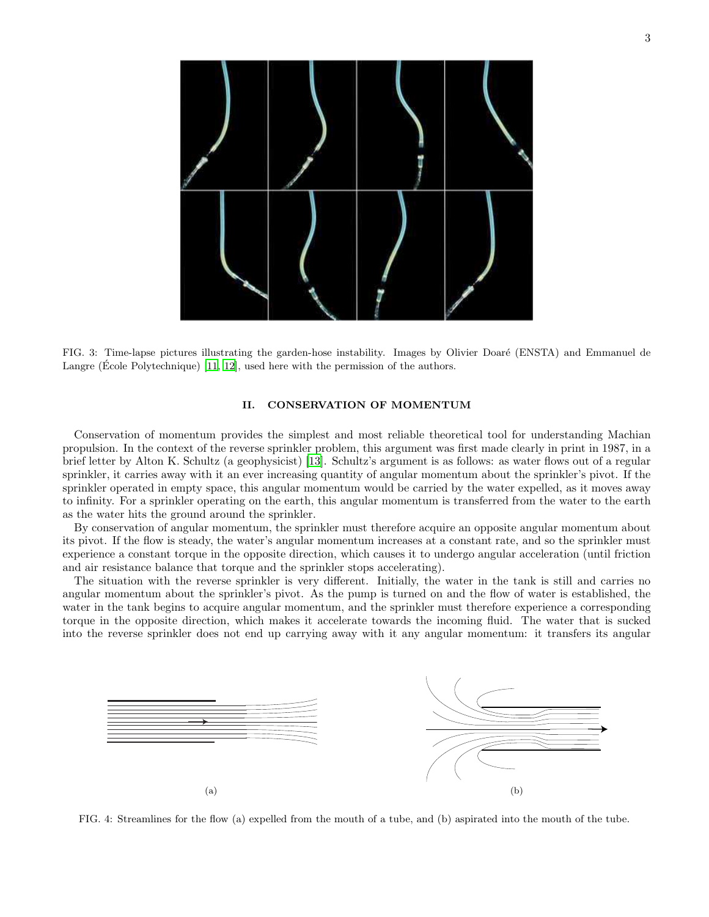FIG. 3: Time-lapse pictures illustrating the garden-hose instability. Images by Olivier Doaré (ENSTA) and Emmanuel de Langre (École Polytechnique) [11, 12], used here with the permission of the authors.

## II. CONSERVATION OF MOMENTUM

Conservation of momentum provides the simplest and most reliable theoretical tool for understanding Machian propulsion. In the context of the reverse sprinkler problem, this argument was first made clearly in print in 1987, in a brief letter by Alton K. Schultz (a geophysicist) [13]. Schultz's argument is as follows: as water flows out of a regular sprinkler, it carries away with it an ever increasing quantity of angular momentum about the sprinkler's pivot. If the sprinkler operated in empty space, this angular momentum would be carried by the water expelled, as it moves away to infinity. For a sprinkler operating on the earth, this angular momentum is transferred from the water to the earth as the water hits the ground around the sprinkler.

By conservation of angular momentum, the sprinkler must therefore acquire an opposite angular momentum about its pivot. If the flow is steady, the water's angular momentum increases at a constant rate, and so the sprinkler must experience a constant torque in the opposite direction, which causes it to undergo angular acceleration (until friction and air resistance balance that torque and the sprinkler stops accelerating).

The situation with the reverse sprinkler is very different. Initially, the water in the tank is still and carries no angular momentum about the sprinkler's pivot. As the pump is turned on and the flow of water is established, the water in the tank begins to acquire angular momentum, and the sprinkler must therefore experience a corresponding torque in the opposite direction, which makes it accelerate towards the incoming fluid. The water that is sucked into the reverse sprinkler does not end up carrying away with it any angular momentum: it transfers its angular

FIG. 4: Streamlines for the flow (a) expelled from the mouth of a tube, and (b) aspirated into the mouth of the tube.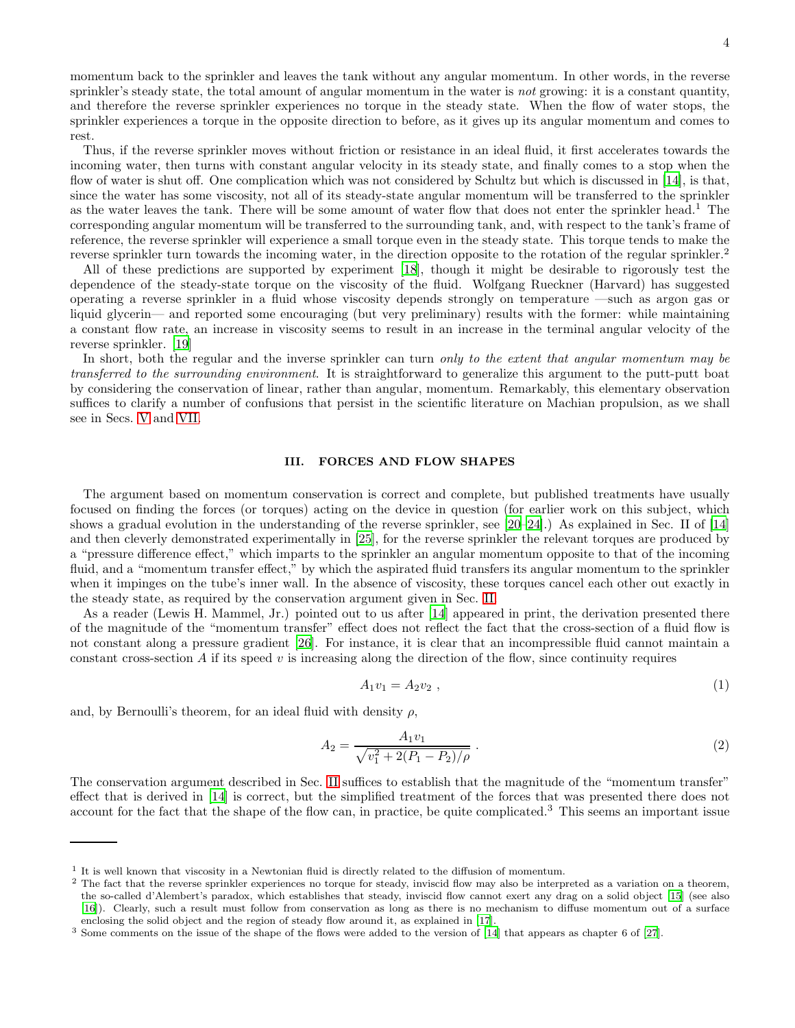momentum back to the sprinkler and leaves the tank without any angular momentum. In other words, in the reverse sprinkler's steady state, the total amount of angular momentum in the water is *not* growing: it is a constant quantity, and therefore the reverse sprinkler experiences no torque in the steady state. When the flow of water stops, the sprinkler experiences a torque in the opposite direction to before, as it gives up its angular momentum and comes to rest.

Thus, if the reverse sprinkler moves without friction or resistance in an ideal fluid, it first accelerates towards the incoming water, then turns with constant angular velocity in its steady state, and finally comes to a stop when the flow of water is shut off. One complication which was not considered by Schultz but which is discussed in [14], is that, since the water has some viscosity, not all of its steady-state angular momentum will be transferred to the sprinkler as the water leaves the tank. There will be some amount of water flow that does not enter the sprinkler head.[1] The corresponding angular momentum will be transferred to the surrounding tank, and, with respect to the tank's frame of reference, the reverse sprinkler will experience a small torque even in the steady state. This torque tends to make the reverse sprinkler turn towards the incoming water, in the direction opposite to the rotation of the regular sprinkler.[2]

All of these predictions are supported by experiment [18], though it might be desirable to rigorously test the dependence of the steady-state torque on the viscosity of the fluid. Wolfgang Rueckner (Harvard) has suggested operating a reverse sprinkler in a fluid whose viscosity depends strongly on temperature —such as argon gas or liquid glycerin— and reported some encouraging (but very preliminary) results with the former: while maintaining a constant flow rate, an increase in viscosity seems to result in an increase in the terminal angular velocity of the reverse sprinkler. [19]

In short, both the regular and the inverse sprinkler can turn *only to the extent that angular momentum may be transferred to the surrounding environment*. It is straightforward to generalize this argument to the putt-putt boat by considering the conservation of linear, rather than angular, momentum. Remarkably, this elementary observation suffices to clarify a number of confusions that persist in the scientific literature on Machian propulsion, as we shall see in Secs. V and VII.

## III. FORCES AND FLOW SHAPES

The argument based on momentum conservation is correct and complete, but published treatments have usually focused on finding the forces (or torques) acting on the device in question (for earlier work on this subject, which shows a gradual evolution in the understanding of the reverse sprinkler, see [20–24].) As explained in Sec. II of [14] and then cleverly demonstrated experimentally in [25], for the reverse sprinkler the relevant torques are produced by a "pressure difference effect," which imparts to the sprinkler an angular momentum opposite to that of the incoming fluid, and a "momentum transfer effect," by which the aspirated fluid transfers its angular momentum to the sprinkler when it impinges on the tube's inner wall. In the absence of viscosity, these torques cancel each other out exactly in the steady state, as required by the conservation argument given in Sec. II.

As a reader (Lewis H. Mammel, Jr.) pointed out to us after [14] appeared in print, the derivation presented there of the magnitude of the "momentum transfer" effect does not reflect the fact that the cross-section of a fluid flow is not constant along a pressure gradient [26]. For instance, it is clear that an incompressible fluid cannot maintain a constant cross-section $A$ if its speed $v$ is increasing along the direction of the flow, since continuity requires

$$A_1 v_1 = A_2 v_2 \ , \tag{1}$$

and, by Bernoulli's theorem, for an ideal fluid with density $\rho$,

$$A_2 = \frac{A_1 v_1}{\sqrt{v_1^2 + 2(P_1 - P_2)/\rho}} \ . \tag{2}$$

The conservation argument described in Sec. II suffices to establish that the magnitude of the "momentum transfer" effect that is derived in [14] is correct, but the simplified treatment of the forces that was presented there does not account for the fact that the shape of the flow can, in practice, be quite complicated.[3] This seems an important issue

---

[1] It is well known that viscosity in a Newtonian fluid is directly related to the diffusion of momentum.

[2] The fact that the reverse sprinkler experiences no torque for steady, inviscid flow may also be interpreted as a variation on a theorem, the so-called d'Alembert's paradox, which establishes that steady, inviscid flow cannot exert any drag on a solid object [15] (see also [16]). Clearly, such a result must follow from conservation as long as there is no mechanism to diffuse momentum out of a surface enclosing the solid object and the region of steady flow around it, as explained in [17].

[3] Some comments on the issue of the shape of the flows were added to the version of [14] that appears as chapter 6 of [27].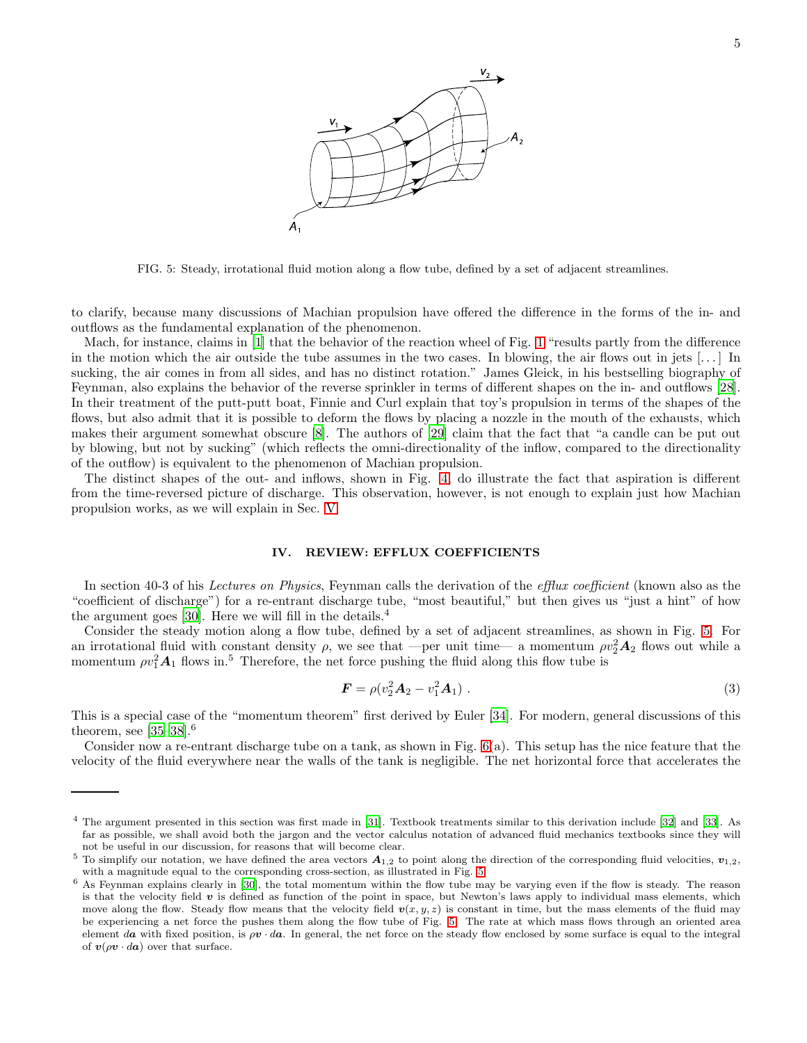FIG. 5: Steady, irrotational fluid motion along a flow tube, defined by a set of adjacent streamlines.

to clarify, because many discussions of Machian propulsion have offered the difference in the forms of the in- and outflows as the fundamental explanation of the phenomenon.

Mach, for instance, claims in [1] that the behavior of the reaction wheel of Fig. 1 "results partly from the difference in the motion which the air outside the tube assumes in the two cases. In blowing, the air flows out in jets [...] In sucking, the air comes in from all sides, and has no distinct rotation." James Gleick, in his bestselling biography of Feynman, also explains the behavior of the reverse sprinkler in terms of different shapes on the in- and outflows [28]. In their treatment of the putt-putt boat, Finnie and Curl explain that toy's propulsion in terms of the shapes of the flows, but also admit that it is possible to deform the flows by placing a nozzle in the mouth of the exhausts, which makes their argument somewhat obscure [8]. The authors of [29] claim that the fact that "a candle can be put out by blowing, but not by sucking" (which reflects the omni-directionality of the inflow, compared to the directionality of the outflow) is equivalent to the phenomenon of Machian propulsion.

The distinct shapes of the out- and inflows, shown in Fig. 4, do illustrate the fact that aspiration is different from the time-reversed picture of discharge. This observation, however, is not enough to explain just how Machian propulsion works, as we will explain in Sec. V.

## IV. REVIEW: EFFLUX COEFFICIENTS

In section 40-3 of his *Lectures on Physics*, Feynman calls the derivation of the *efflux coefficient* (known also as the "coefficient of discharge") for a re-entrant discharge tube, "most beautiful," but then gives us "just a hint" of how the argument goes [30]. Here we will fill in the details.[4]

Consider the steady motion along a flow tube, defined by a set of adjacent streamlines, as shown in Fig. 5. For an irrotational fluid with constant density $\rho$, we see that —per unit time— a momentum $\rho v_2^2 \boldsymbol{A}_2$ flows out while a momentum $\rho v_1^2 \boldsymbol{A}_1$ flows in.[5] Therefore, the net force pushing the fluid along this flow tube is

$$\boldsymbol{F} = \rho (v_2^2 \boldsymbol{A}_2 - v_1^2 \boldsymbol{A}_1) \; . \tag{3}$$

This is a special case of the "momentum theorem" first derived by Euler [34]. For modern, general discussions of this theorem, see [35–38].[6]

Consider now a re-entrant discharge tube on a tank, as shown in Fig. 6(a). This setup has the nice feature that the velocity of the fluid everywhere near the walls of the tank is negligible. The net horizontal force that accelerates the

---

[4] The argument presented in this section was first made in [31]. Textbook treatments similar to this derivation include [32] and [33]. As far as possible, we shall avoid both the jargon and the vector calculus notation of advanced fluid mechanics textbooks since they will not be useful in our discussion, for reasons that will become clear.

[5] To simplify our notation, we have defined the area vectors $\boldsymbol{A}_{1,2}$ to point along the direction of the corresponding fluid velocities, $\boldsymbol{v}_{1,2}$, with a magnitude equal to the corresponding cross-section, as illustrated in Fig. 5.

[6] As Feynman explains clearly in [30], the total momentum within the flow tube may be varying even if the flow is steady. The reason is that the velocity field $\boldsymbol{v}$ is defined as function of the point in space, but Newton's laws apply to individual mass elements, which move along the flow. Steady flow means that the velocity field $\boldsymbol{v}(x, y, z)$ is constant in time, but the mass elements of the fluid may be experiencing a net force the pushes them along the flow tube of Fig. 5. The rate at which mass flows through an oriented area element $d\boldsymbol{a}$ with fixed position, is $\rho \boldsymbol{v} \cdot d\boldsymbol{a}$. In general, the net force on the steady flow enclosed by some surface is equal to the integral of $\boldsymbol{v}(\rho \boldsymbol{v} \cdot d\boldsymbol{a})$ over that surface.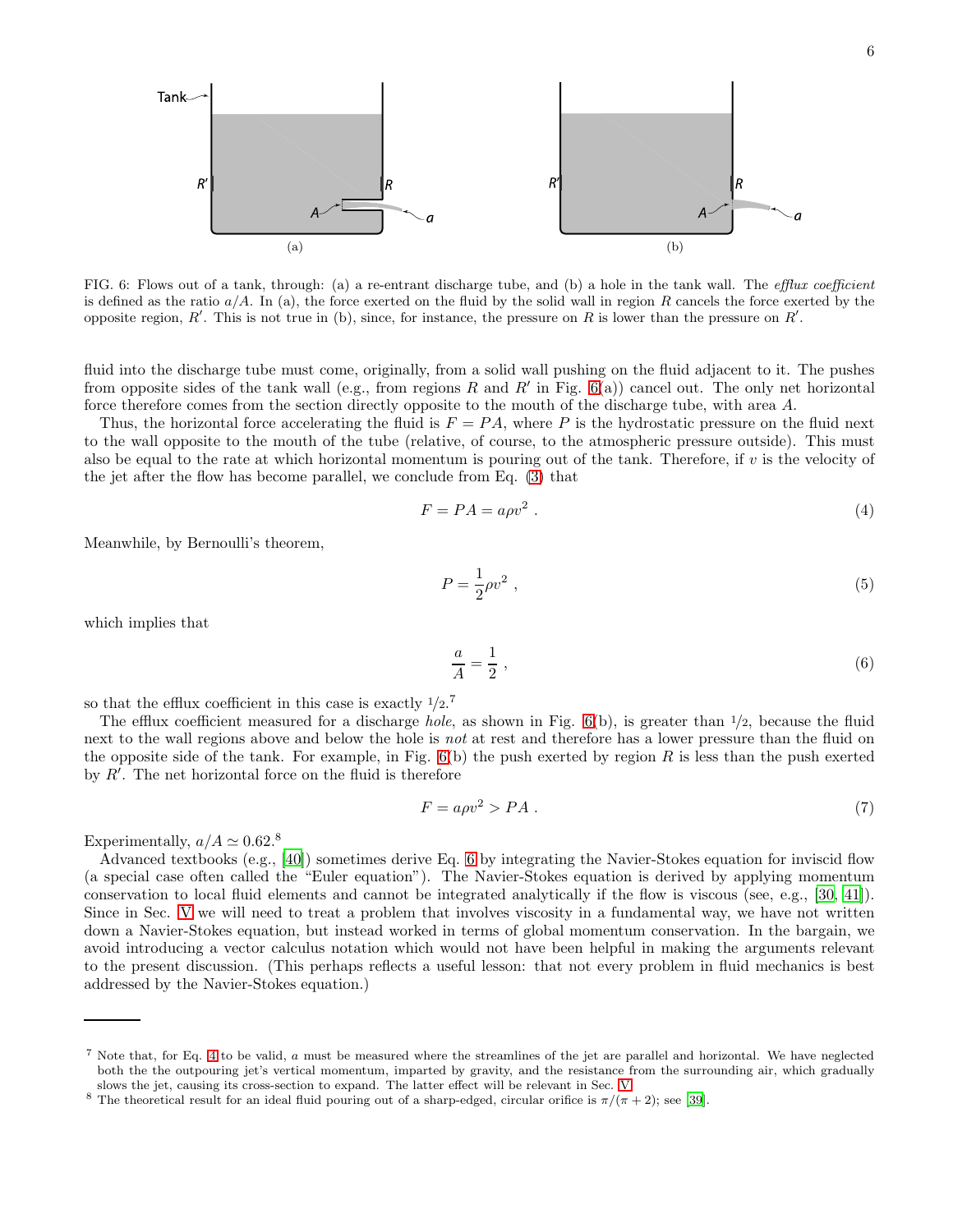FIG. 6: Flows out of a tank, through: (a) a re-entrant discharge tube, and (b) a hole in the tank wall. The *efflux coefficient* is defined as the ratio $a/A$. In (a), the force exerted on the fluid by the solid wall in region $R$ cancels the force exerted by the opposite region, $R'$. This is not true in (b), since, for instance, the pressure on $R$ is lower than the pressure on $R'$.

fluid into the discharge tube must come, originally, from a solid wall pushing on the fluid adjacent to it. The pushes from opposite sides of the tank wall (e.g., from regions $R$ and $R'$ in Fig. 6(a)) cancel out. The only net horizontal force therefore comes from the section directly opposite to the mouth of the discharge tube, with area $A$.

Thus, the horizontal force accelerating the fluid is $F = PA$, where $P$ is the hydrostatic pressure on the fluid next to the wall opposite to the mouth of the tube (relative, of course, to the atmospheric pressure outside). This must also be equal to the rate at which horizontal momentum is pouring out of the tank. Therefore, if $v$ is the velocity of the jet after the flow has become parallel, we conclude from Eq. (3) that

$$F = PA = a\rho v^2 \; . \tag{4}$$

Meanwhile, by Bernoulli's theorem,

$$P = \frac{1}{2}\rho v^2 \; , \tag{5}$$

which implies that

$$\frac{a}{A} = \frac{1}{2} \; , \tag{6}$$

so that the efflux coefficient in this case is exactly $1/2$.[7]

The efflux coefficient measured for a discharge *hole*, as shown in Fig. 6(b), is greater than $1/2$, because the fluid next to the wall regions above and below the hole is *not* at rest and therefore has a lower pressure than the fluid on the opposite side of the tank. For example, in Fig. 6(b) the push exerted by region $R$ is less than the push exerted by $R'$. The net horizontal force on the fluid is therefore

$$F = a\rho v^2 > PA \; . \tag{7}$$

Experimentally, $a/A \simeq 0.62$.[8]

Advanced textbooks (e.g., [40]) sometimes derive Eq. 6 by integrating the Navier-Stokes equation for inviscid flow (a special case often called the "Euler equation"). The Navier-Stokes equation is derived by applying momentum conservation to local fluid elements and cannot be integrated analytically if the flow is viscous (see, e.g., [30, 41]). Since in Sec. V we will need to treat a problem that involves viscosity in a fundamental way, we have not written down a Navier-Stokes equation, but instead worked in terms of global momentum conservation. In the bargain, we avoid introducing a vector calculus notation which would not have been helpful in making the arguments relevant to the present discussion. (This perhaps reflects a useful lesson: that not every problem in fluid mechanics is best addressed by the Navier-Stokes equation.)

---

[7] Note that, for Eq. 4 to be valid, $a$ must be measured where the streamlines of the jet are parallel and horizontal. We have neglected both the the outpouring jet's vertical momentum, imparted by gravity, and the resistance from the surrounding air, which gradually slows the jet, causing its cross-section to expand. The latter effect will be relevant in Sec. V.

[8] The theoretical result for an ideal fluid pouring out of a sharp-edged, circular orifice is $\pi/(\pi + 2)$; see [39].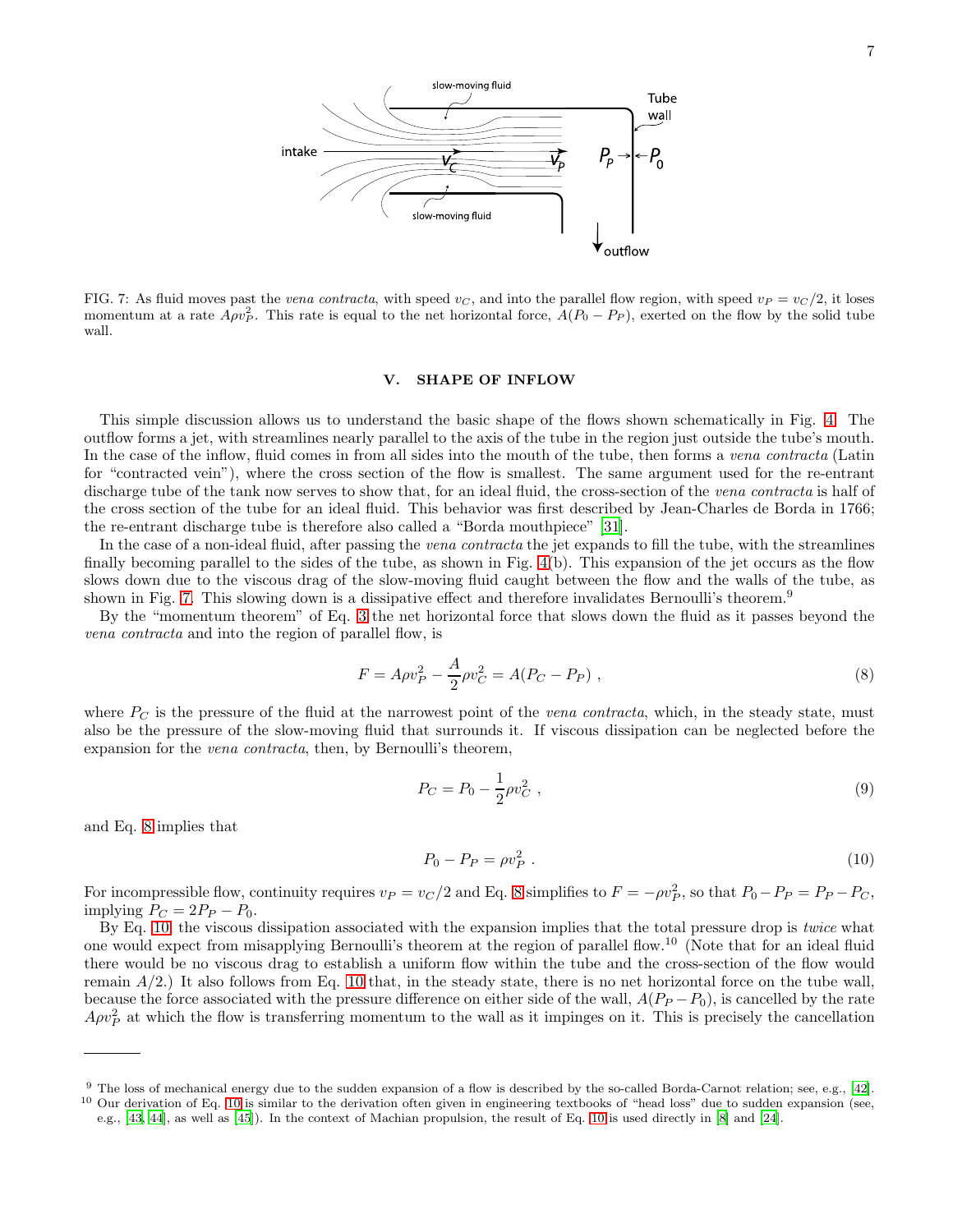FIG. 7: As fluid moves past the *vena contracta*, with speed $v_C$, and into the parallel flow region, with speed $v_P = v_C/2$, it loses momentum at a rate $A\rho v_P^2$. This rate is equal to the net horizontal force, $A(P_0 - P_P)$, exerted on the flow by the solid tube wall.

## V. SHAPE OF INFLOW

This simple discussion allows us to understand the basic shape of the flows shown schematically in Fig. 4. The outflow forms a jet, with streamlines nearly parallel to the axis of the tube in the region just outside the tube's mouth. In the case of the inflow, fluid comes in from all sides into the mouth of the tube, then forms a *vena contracta* (Latin for "contracted vein"), where the cross section of the flow is smallest. The same argument used for the re-entrant discharge tube of the tank now serves to show that, for an ideal fluid, the cross-section of the *vena contracta* is half of the cross section of the tube for an ideal fluid. This behavior was first described by Jean-Charles de Borda in 1766; the re-entrant discharge tube is therefore also called a "Borda mouthpiece" [31].

In the case of a non-ideal fluid, after passing the *vena contracta* the jet expands to fill the tube, with the streamlines finally becoming parallel to the sides of the tube, as shown in Fig. 4(b). This expansion of the jet occurs as the flow slows down due to the viscous drag of the slow-moving fluid caught between the flow and the walls of the tube, as shown in Fig. 7. This slowing down is a dissipative effect and therefore invalidates Bernoulli's theorem.[9]

By the "momentum theorem" of Eq. 3 the net horizontal force that slows down the fluid as it passes beyond the *vena contracta* and into the region of parallel flow, is

$$F = A\rho v_P^2 - \frac{A}{2}\rho v_C^2 = A(P_C - P_P) \; , \tag{8}$$

where $P_C$ is the pressure of the fluid at the narrowest point of the *vena contracta*, which, in the steady state, must also be the pressure of the slow-moving fluid that surrounds it. If viscous dissipation can be neglected before the expansion for the *vena contracta*, then, by Bernoulli's theorem,

$$P_C = P_0 - \frac{1}{2}\rho v_C^2 \; , \tag{9}$$

and Eq. 8 implies that

$$P_0 - P_P = \rho v_P^2 \; . \tag{10}$$

For incompressible flow, continuity requires $v_P = v_C/2$ and Eq. 8 simplifies to $F = -\rho v_P^2$, so that $P_0 - P_P = P_P - P_C$, implying $P_C = 2P_P - P_0$.

By Eq. 10, the viscous dissipation associated with the expansion implies that the total pressure drop is *twice* what one would expect from misapplying Bernoulli's theorem at the region of parallel flow.[10] (Note that for an ideal fluid there would be no viscous drag to establish a uniform flow within the tube and the cross-section of the flow would remain $A/2$.) It also follows from Eq. 10 that, in the steady state, there is no net horizontal force on the tube wall, because the force associated with the pressure difference on either side of the wall, $A(P_P - P_0)$, is cancelled by the rate $A\rho v_P^2$ at which the flow is transferring momentum to the wall as it impinges on it. This is precisely the cancellation

---

[9] The loss of mechanical energy due to the sudden expansion of a flow is described by the so-called Borda-Carnot relation; see, e.g., [42].

[10] Our derivation of Eq. 10 is similar to the derivation often given in engineering textbooks of "head loss" due to sudden expansion (see, e.g., [43, 44], as well as [45]). In the context of Machian propulsion, the result of Eq. 10 is used directly in [8] and [24].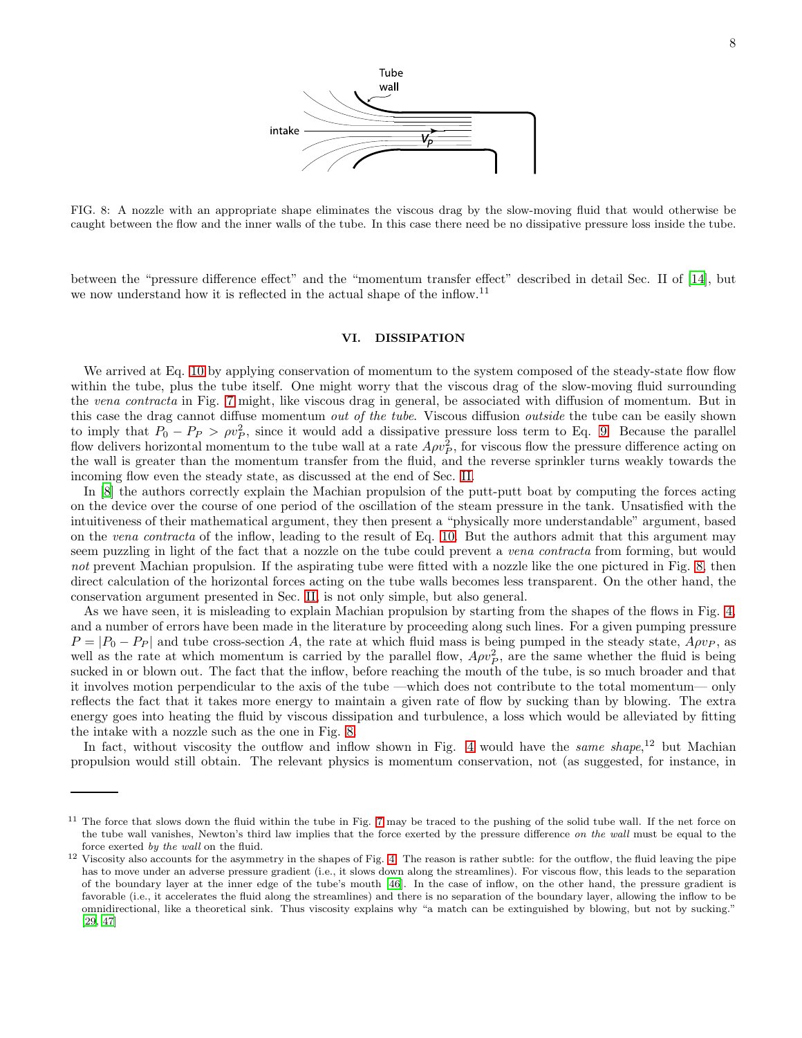FIG. 8: A nozzle with an appropriate shape eliminates the viscous drag by the slow-moving fluid that would otherwise be caught between the flow and the inner walls of the tube. In this case there need be no dissipative pressure loss inside the tube.

between the "pressure difference effect" and the "momentum transfer effect" described in detail Sec. II of [14], but we now understand how it is reflected in the actual shape of the inflow.[11]

## VI. DISSIPATION

We arrived at Eq. 10 by applying conservation of momentum to the system composed of the steady-state flow flow within the tube, plus the tube itself. One might worry that the viscous drag of the slow-moving fluid surrounding the *vena contracta* in Fig. 7 might, like viscous drag in general, be associated with diffusion of momentum. But in this case the drag cannot diffuse momentum *out of the tube*. Viscous diffusion *outside* the tube can be easily shown to imply that $P_0 - P_P > \rho v_P^2$, since it would add a dissipative pressure loss term to Eq. 9. Because the parallel flow delivers horizontal momentum to the tube wall at a rate $A\rho v_P^2$, for viscous flow the pressure difference acting on the wall is greater than the momentum transfer from the fluid, and the reverse sprinkler turns weakly towards the incoming flow even the steady state, as discussed at the end of Sec. II.

In [8] the authors correctly explain the Machian propulsion of the putt-putt boat by computing the forces acting on the device over the course of one period of the oscillation of the steam pressure in the tank. Unsatisfied with the intuitiveness of their mathematical argument, they then present a "physically more understandable" argument, based on the *vena contracta* of the inflow, leading to the result of Eq. 10. But the authors admit that this argument may seem puzzling in light of the fact that a nozzle on the tube could prevent a *vena contracta* from forming, but would *not* prevent Machian propulsion. If the aspirating tube were fitted with a nozzle like the one pictured in Fig. 8, then direct calculation of the horizontal forces acting on the tube walls becomes less transparent. On the other hand, the conservation argument presented in Sec. II, is not only simple, but also general.

As we have seen, it is misleading to explain Machian propulsion by starting from the shapes of the flows in Fig. 4, and a number of errors have been made in the literature by proceeding along such lines. For a given pumping pressure $P = |P_0 - P_P|$ and tube cross-section $A$, the rate at which fluid mass is being pumped in the steady state, $A\rho v_P$, as well as the rate at which momentum is carried by the parallel flow, $A\rho v_P^2$, are the same whether the fluid is being sucked in or blown out. The fact that the inflow, before reaching the mouth of the tube, is so much broader and that it involves motion perpendicular to the axis of the tube —which does not contribute to the total momentum— only reflects the fact that it takes more energy to maintain a given rate of flow by sucking than by blowing. The extra energy goes into heating the fluid by viscous dissipation and turbulence, a loss which would be alleviated by fitting the intake with a nozzle such as the one in Fig. 8.

In fact, without viscosity the outflow and inflow shown in Fig. 4 would have the *same shape*,[12] but Machian propulsion would still obtain. The relevant physics is momentum conservation, not (as suggested, for instance, in

---

[11] The force that slows down the fluid within the tube in Fig. 7 may be traced to the pushing of the solid tube wall. If the net force on the tube wall vanishes, Newton's third law implies that the force exerted by the pressure difference *on the wall* must be equal to the force exerted *by the wall* on the fluid.

[12] Viscosity also accounts for the asymmetry in the shapes of Fig. 4. The reason is rather subtle: for the outflow, the fluid leaving the pipe has to move under an adverse pressure gradient (i.e., it slows down along the streamlines). For viscous flow, this leads to the separation of the boundary layer at the inner edge of the tube's mouth [46]. In the case of inflow, on the other hand, the pressure gradient is favorable (i.e., it accelerates the fluid along the streamlines) and there is no separation of the boundary layer, allowing the inflow to be omnidirectional, like a theoretical sink. Thus viscosity explains why "a match can be extinguished by blowing, but not by sucking." [29, 47]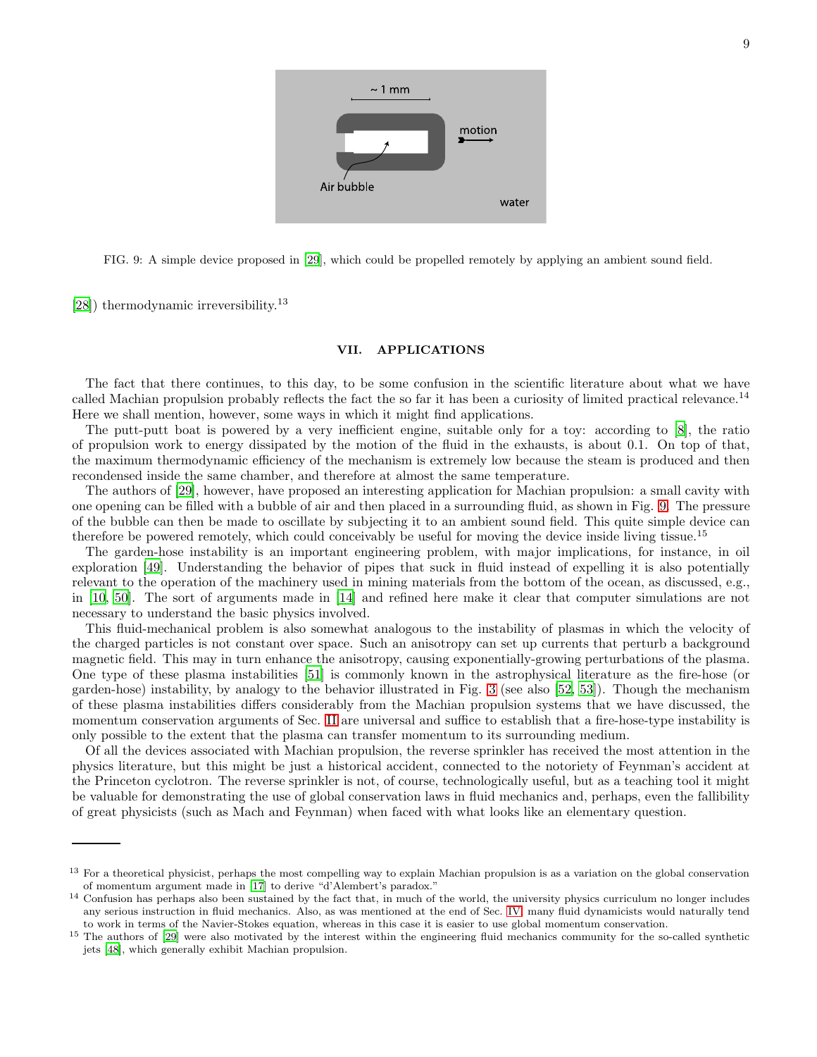FIG. 9: A simple device proposed in [29], which could be propelled remotely by applying an ambient sound field.

[28]) thermodynamic irreversibility.[13]

## VII. APPLICATIONS

The fact that there continues, to this day, to be some confusion in the scientific literature about what we have called Machian propulsion probably reflects the fact the so far it has been a curiosity of limited practical relevance.[14] Here we shall mention, however, some ways in which it might find applications.

The putt-putt boat is powered by a very inefficient engine, suitable only for a toy: according to [8], the ratio of propulsion work to energy dissipated by the motion of the fluid in the exhausts, is about 0.1. On top of that, the maximum thermodynamic efficiency of the mechanism is extremely low because the steam is produced and then recondensed inside the same chamber, and therefore at almost the same temperature.

The authors of [29], however, have proposed an interesting application for Machian propulsion: a small cavity with one opening can be filled with a bubble of air and then placed in a surrounding fluid, as shown in Fig. 9. The pressure of the bubble can then be made to oscillate by subjecting it to an ambient sound field. This quite simple device can therefore be powered remotely, which could conceivably be useful for moving the device inside living tissue.[15]

The garden-hose instability is an important engineering problem, with major implications, for instance, in oil exploration [49]. Understanding the behavior of pipes that suck in fluid instead of expelling it is also potentially relevant to the operation of the machinery used in mining materials from the bottom of the ocean, as discussed, e.g., in [10, 50]. The sort of arguments made in [14] and refined here make it clear that computer simulations are not necessary to understand the basic physics involved.

This fluid-mechanical problem is also somewhat analogous to the instability of plasmas in which the velocity of the charged particles is not constant over space. Such an anisotropy can set up currents that perturb a background magnetic field. This may in turn enhance the anisotropy, causing exponentially-growing perturbations of the plasma. One type of these plasma instabilities [51] is commonly known in the astrophysical literature as the fire-hose (or garden-hose) instability, by analogy to the behavior illustrated in Fig. 3 (see also [52, 53]). Though the mechanism of these plasma instabilities differs considerably from the Machian propulsion systems that we have discussed, the momentum conservation arguments of Sec. II are universal and suffice to establish that a fire-hose-type instability is only possible to the extent that the plasma can transfer momentum to its surrounding medium.

Of all the devices associated with Machian propulsion, the reverse sprinkler has received the most attention in the physics literature, but this might be just a historical accident, connected to the notoriety of Feynman's accident at the Princeton cyclotron. The reverse sprinkler is not, of course, technologically useful, but as a teaching tool it might be valuable for demonstrating the use of global conservation laws in fluid mechanics and, perhaps, even the fallibility of great physicists (such as Mach and Feynman) when faced with what looks like an elementary question.

---

[13] For a theoretical physicist, perhaps the most compelling way to explain Machian propulsion is as a variation on the global conservation of momentum argument made in [17] to derive "d'Alembert's paradox."

[14] Confusion has perhaps also been sustained by the fact that, in much of the world, the university physics curriculum no longer includes any serious instruction in fluid mechanics. Also, as was mentioned at the end of Sec. IV many fluid dynamicists would naturally tend to work in terms of the Navier-Stokes equation, whereas in this case it is easier to use global momentum conservation.

[15] The authors of [29] were also motivated by the interest within the engineering fluid mechanics community for the so-called synthetic jets [48], which generally exhibit Machian propulsion.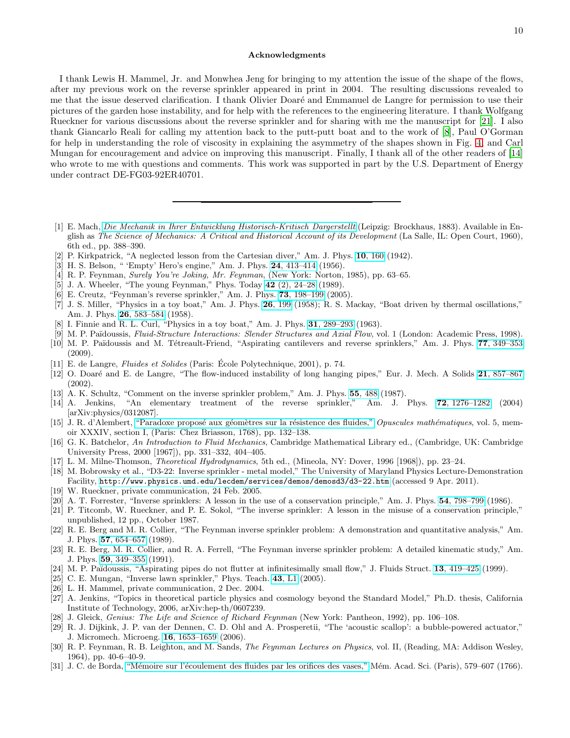### Acknowledgments

I thank Lewis H. Mammel, Jr. and Monwhea Jeng for bringing to my attention the issue of the shape of the flows, after my previous work on the reverse sprinkler appeared in print in 2004. The resulting discussions revealed to me that the issue deserved clarification. I thank Olivier Doaré and Emmanuel de Langre for permission to use their pictures of the garden hose instability, and for help with the references to the engineering literature. I thank Wolfgang Rueckner for various discussions about the reverse sprinkler and for sharing with me the manuscript for [21]. I also thank Giancarlo Reali for calling my attention back to the putt-putt boat and to the work of [8], Paul O'Gorman for help in understanding the role of viscosity in explaining the asymmetry of the shapes shown in Fig. 4, and Carl Mungan for encouragement and advice on improving this manuscript. Finally, I thank all of the other readers of [14] who wrote to me with questions and comments. This work was supported in part by the U.S. Department of Energy under contract DE-FG03-92ER40701.

---

[1] E. Mach, *Die Mechanik in Ihrer Entwicklung Historisch-Kritisch Dargerstellt* (Leipzig: Brockhaus, 1883). Available in English as *The Science of Mechanics: A Critical and Historical Account of its Development* (La Salle, IL: Open Court, 1960), 6th ed., pp. 388–390.

[2] P. Kirkpatrick, "A neglected lesson from the Cartesian diver," Am. J. Phys. **10**, 160 (1942).

[3] H. S. Belson, " 'Empty' Hero's engine," Am. J. Phys. **24**, 413–414 (1956).

[4] R. P. Feynman, *Surely You're Joking, Mr. Feynman*, (New York: Norton, 1985), pp. 63–65.

[5] J. A. Wheeler, "The young Feynman," Phys. Today **42** (2), 24–28 (1989).

[6] E. Creutz, "Feynman's reverse sprinkler," Am. J. Phys. **73**, 198–199 (2005).

[7] J. S. Miller, "Physics in a toy boat," Am. J. Phys. **26**, 199 (1958); R. S. Mackay, "Boat driven by thermal oscillations," Am. J. Phys. **26**, 583–584 (1958).

[8] I. Finnie and R. L. Curl, "Physics in a toy boat," Am. J. Phys. **31**, 289–293 (1963).

[9] M. P. Païdoussis, *Fluid-Structure Interactions: Slender Structures and Axial Flow*, vol. 1 (London: Academic Press, 1998).

[10] M. P. Païdoussis and M. Tétreault-Friend, "Aspirating cantilevers and reverse sprinklers," Am. J. Phys. **77**, 349–353 (2009).

[11] E. de Langre, *Fluides et Solides* (Paris: École Polytechnique, 2001), p. 74.

[12] O. Doaré and E. de Langre, "The flow-induced instability of long hanging pipes," Eur. J. Mech. A Solids **21**, 857–867 (2002).

[13] A. K. Schultz, "Comment on the inverse sprinkler problem," Am. J. Phys. **55**, 488 (1987).

[14] A. Jenkins, "An elementary treatment of the reverse sprinkler," Am. J. Phys. **72**, 1276–1282 (2004) [arXiv:physics/0312087].

[15] J. R. d'Alembert, "Paradoxe proposé aux géomètres sur la résistence des fluides," *Opuscules mathématiques*, vol. 5, memoir XXXIV, section I, (Paris: Chez Briasson, 1768), pp. 132–138.

[16] G. K. Batchelor, *An Introduction to Fluid Mechanics*, Cambridge Mathematical Library ed., (Cambridge, UK: Cambridge University Press, 2000 [1967]), pp. 331–332, 404–405.

[17] L. M. Milne-Thomson, *Theoretical Hydrodynamics*, 5th ed., (Mineola, NY: Dover, 1996 [1968]), pp. 23–24.

[18] M. Bobrowsky et al., "D3-22: Inverse sprinkler - metal model," The University of Maryland Physics Lecture-Demonstration Facility, `http://www.physics.umd.edu/lecdem/services/demos/demosd3/d3-22.htm` (accessed 9 Apr. 2011).

[19] W. Rueckner, private communication, 24 Feb. 2005.

[20] A. T. Forrester, "Inverse sprinklers: A lesson in the use of a conservation principle," Am. J. Phys. **54**, 798–799 (1986).

[21] P. Titcomb, W. Rueckner, and P. E. Sokol, "The inverse sprinkler: A lesson in the misuse of a conservation principle," unpublished, 12 pp., October 1987.

[22] R. E. Berg and M. R. Collier, "The Feynman inverse sprinkler problem: A demonstration and quantitative analysis," Am. J. Phys. **57**, 654–657 (1989).

[23] R. E. Berg, M. R. Collier, and R. A. Ferrell, "The Feynman inverse sprinkler problem: A detailed kinematic study," Am. J. Phys. **59**, 349–355 (1991).

[24] M. P. Païdoussis, "Aspirating pipes do not flutter at infinitesimally small flow," J. Fluids Struct. **13**, 419–425 (1999).

[25] C. E. Mungan, "Inverse lawn sprinkler," Phys. Teach. **43**, L1 (2005).

[26] L. H. Mammel, private communication, 2 Dec. 2004.

[27] A. Jenkins, "Topics in theoretical particle physics and cosmology beyond the Standard Model," Ph.D. thesis, California Institute of Technology, 2006, arXiv:hep-th/0607239.

[28] J. Gleick, *Genius: The Life and Science of Richard Feynman* (New York: Pantheon, 1992), pp. 106–108.

[29] R. J. Dijkink, J. P. van der Dennen, C. D. Ohl and A. Prosperetti, "The 'acoustic scallop': a bubble-powered actuator," J. Micromech. Microeng. **16**, 1653–1659 (2006).

[30] R. P. Feynman, R. B. Leighton, and M. Sands, *The Feynman Lectures on Physics*, vol. II, (Reading, MA: Addison Wesley, 1964), pp. 40-6–40-9.

[31] J. C. de Borda, "Mémoire sur l'écoulement des fluides par les orifices des vases," Mém. Acad. Sci. (Paris), 579–607 (1766).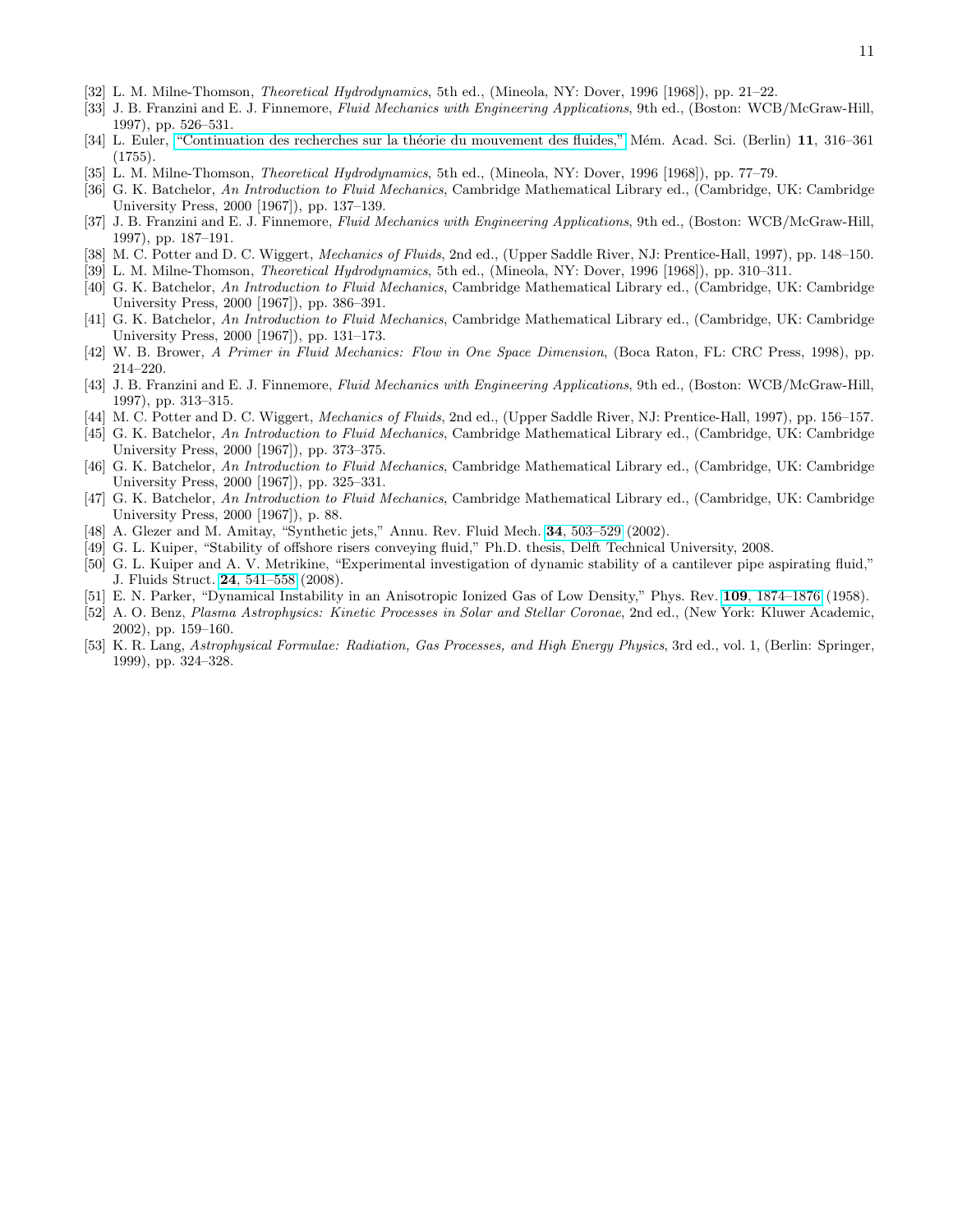[32] L. M. Milne-Thomson, *Theoretical Hydrodynamics*, 5th ed., (Mineola, NY: Dover, 1996 [1968]), pp. 21–22.

[33] J. B. Franzini and E. J. Finnemore, *Fluid Mechanics with Engineering Applications*, 9th ed., (Boston: WCB/McGraw-Hill, 1997), pp. 526–531.

[34] L. Euler, "Continuation des recherches sur la théorie du mouvement des fluides," Mém. Acad. Sci. (Berlin) **11**, 316–361 (1755).

[35] L. M. Milne-Thomson, *Theoretical Hydrodynamics*, 5th ed., (Mineola, NY: Dover, 1996 [1968]), pp. 77–79.

[36] G. K. Batchelor, *An Introduction to Fluid Mechanics*, Cambridge Mathematical Library ed., (Cambridge, UK: Cambridge University Press, 2000 [1967]), pp. 137–139.

[37] J. B. Franzini and E. J. Finnemore, *Fluid Mechanics with Engineering Applications*, 9th ed., (Boston: WCB/McGraw-Hill, 1997), pp. 187–191.

[38] M. C. Potter and D. C. Wiggert, *Mechanics of Fluids*, 2nd ed., (Upper Saddle River, NJ: Prentice-Hall, 1997), pp. 148–150.

[39] L. M. Milne-Thomson, *Theoretical Hydrodynamics*, 5th ed., (Mineola, NY: Dover, 1996 [1968]), pp. 310–311.

[40] G. K. Batchelor, *An Introduction to Fluid Mechanics*, Cambridge Mathematical Library ed., (Cambridge, UK: Cambridge University Press, 2000 [1967]), pp. 386–391.

[41] G. K. Batchelor, *An Introduction to Fluid Mechanics*, Cambridge Mathematical Library ed., (Cambridge, UK: Cambridge University Press, 2000 [1967]), pp. 131–173.

[42] W. B. Brower, *A Primer in Fluid Mechanics: Flow in One Space Dimension*, (Boca Raton, FL: CRC Press, 1998), pp. 214–220.

[43] J. B. Franzini and E. J. Finnemore, *Fluid Mechanics with Engineering Applications*, 9th ed., (Boston: WCB/McGraw-Hill, 1997), pp. 313–315.

[44] M. C. Potter and D. C. Wiggert, *Mechanics of Fluids*, 2nd ed., (Upper Saddle River, NJ: Prentice-Hall, 1997), pp. 156–157.

[45] G. K. Batchelor, *An Introduction to Fluid Mechanics*, Cambridge Mathematical Library ed., (Cambridge, UK: Cambridge University Press, 2000 [1967]), pp. 373–375.

[46] G. K. Batchelor, *An Introduction to Fluid Mechanics*, Cambridge Mathematical Library ed., (Cambridge, UK: Cambridge University Press, 2000 [1967]), pp. 325–331.

[47] G. K. Batchelor, *An Introduction to Fluid Mechanics*, Cambridge Mathematical Library ed., (Cambridge, UK: Cambridge University Press, 2000 [1967]), p. 88.

[48] A. Glezer and M. Amitay, "Synthetic jets," Annu. Rev. Fluid Mech. **34**, 503–529 (2002).

[49] G. L. Kuiper, "Stability of offshore risers conveying fluid," Ph.D. thesis, Delft Technical University, 2008.

[50] G. L. Kuiper and A. V. Metrikine, "Experimental investigation of dynamic stability of a cantilever pipe aspirating fluid," J. Fluids Struct. **24**, 541–558 (2008).

[51] E. N. Parker, "Dynamical Instability in an Anisotropic Ionized Gas of Low Density," Phys. Rev. **109**, 1874–1876 (1958).

[52] A. O. Benz, *Plasma Astrophysics: Kinetic Processes in Solar and Stellar Coronae*, 2nd ed., (New York: Kluwer Academic, 2002), pp. 159–160.

[53] K. R. Lang, *Astrophysical Formulae: Radiation, Gas Processes, and High Energy Physics*, 3rd ed., vol. 1, (Berlin: Springer, 1999), pp. 324–328.